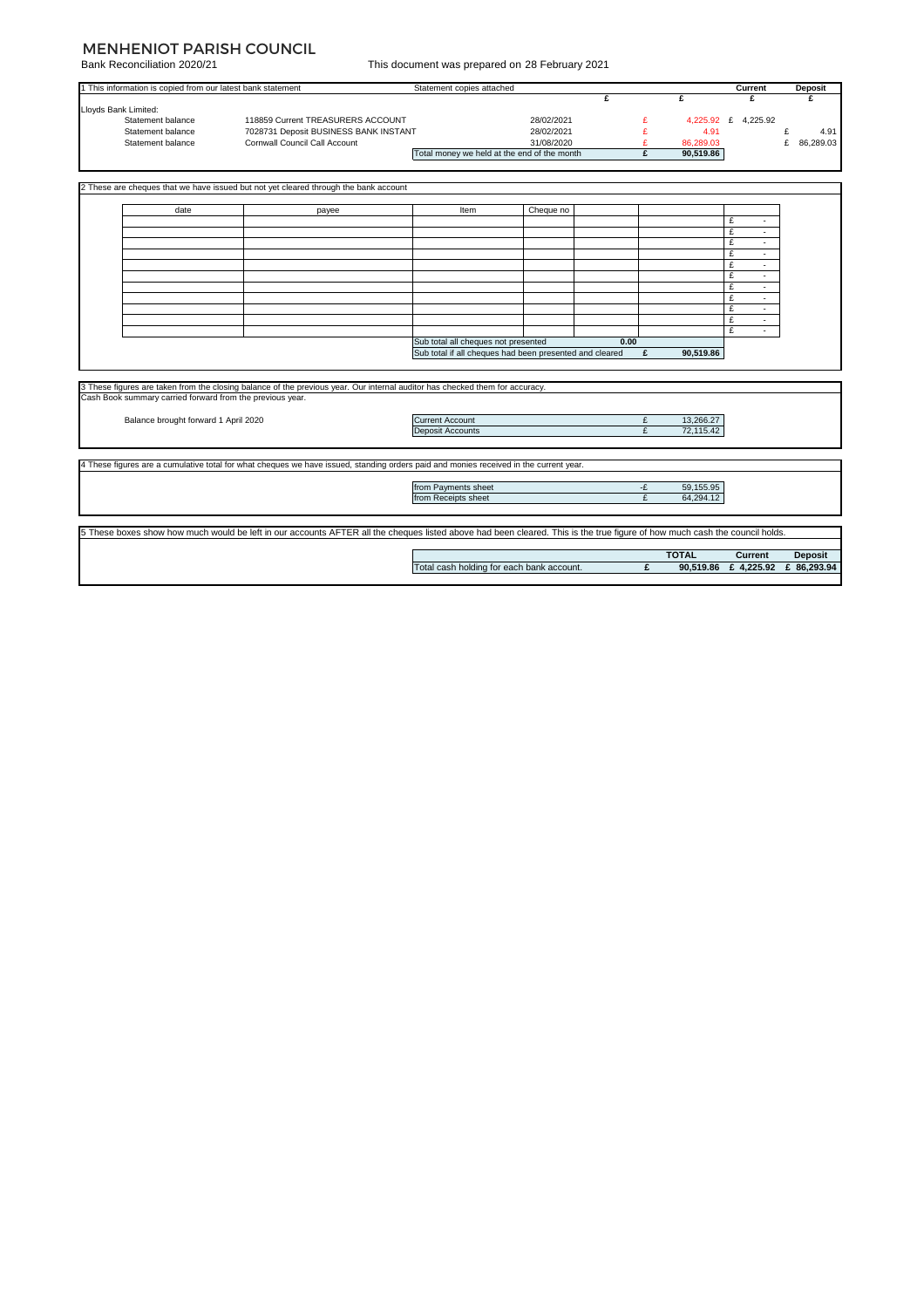# MENHENIOT PARISH COUNCIL

Bank Reconciliation 2020/21

This document was prepared on 28 February 2021

| 1 This information is copied from our latest bank statement | | Statement copies attached | | | Current | Deposit |
|---|---|---|---|---|---|---|
| | | | £ | £ | £ | £ |
| Lloyds Bank Limited: | | | | | | |
| Statement balance | 118859 Current TREASURERS ACCOUNT | 28/02/2021 | | £ 4,225.92 | £ 4,225.92 | |
| Statement balance | 7028731 Deposit BUSINESS BANK INSTANT | 28/02/2021 | | £ 4.91 | | £ 4.91 |
| Statement balance | Cornwall Council Call Account | 31/08/2020 | | £ 86,289.03 | | £ 86,289.03 |
| | | Total money we held at the end of the month | | **£ 90,519.86** | | |

2 These are cheques that we have issued but not yet cleared through the bank account

| date | payee | Item | Cheque no | | | |
|---|---|---|---|---|---|---|
| | | | | | | £ - |
| | | | | | | £ - |
| | | | | | | £ - |
| | | | | | | £ - |
| | | | | | | £ - |
| | | | | | | £ - |
| | | | | | | £ - |
| | | | | | | £ - |
| | | | | | | £ - |
| | | | | | | £ - |
| | | | | | | £ - |
| | | Sub total all cheques not presented | | 0.00 | | |
| | | Sub total if all cheques had been presented and cleared | | **£** | **90,519.86** | |

3 These figures are taken from the closing balance of the previous year. Our internal auditor has checked them for accuracy.
Cash Book summary carried forward from the previous year.

| | | | |
|---|---|---|---|
| Balance brought forward 1 April 2020 | Current Account | £ | 13,266.27 |
| | Deposit Accounts | £ | 72,115.42 |

4 These figures are a cumulative total for what cheques we have issued, standing orders paid and monies received in the current year.

| | | |
|---|---|---|
| from Payments sheet | -£ | 59,155.95 |
| from Receipts sheet | £ | 64,294.12 |

5 These boxes show how much would be left in our accounts AFTER all the cheques listed above had been cleared. This is the true figure of how much cash the council holds.

| | | TOTAL | Current | Deposit |
|---|---|---|---|---|
| Total cash holding for each bank account. | **£** | **90,519.86** | **£ 4,225.92** | **£ 86,293.94** |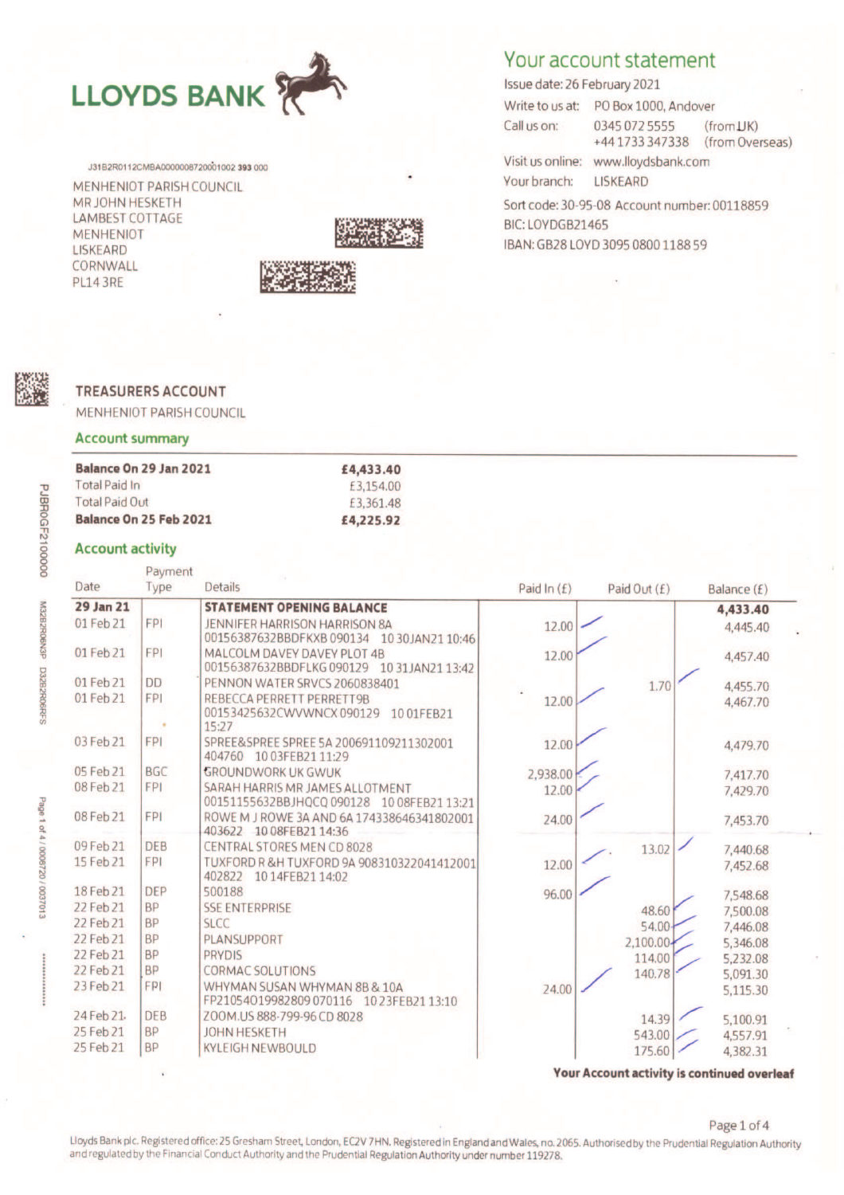# LLOYDS BANK

## Your account statement

Issue date: 26 February 2021

Write to us at: PO Box 1000, Andover

Call us on: 0345 072 5555 (from UK)
+44 1733 347338 (from Overseas)

Visit us online: www.lloydsbank.com

Your branch: LISKEARD

Sort code: 30-95-08 Account number: 00118859

BIC: LOYDGB21465

IBAN: GB28 LOYD 3095 0800 1188 59

J31B2R0112CMBA0000008720001002 393 000

MENHENIOT PARISH COUNCIL
MR JOHN HESKETH
LAMBEST COTTAGE
MENHENIOT
LISKEARD
CORNWALL
PL14 3RE

### TREASURERS ACCOUNT

MENHENIOT PARISH COUNCIL

### Account summary

| | |
|---|---|
| **Balance On 29 Jan 2021** | **£4,433.40** |
| Total Paid In | £3,154.00 |
| Total Paid Out | £3,361.48 |
| **Balance On 25 Feb 2021** | **£4,225.92** |

### Account activity

| Date | Payment Type | Details | Paid In (£) | Paid Out (£) | Balance (£) |
|---|---|---|---|---|---|
| **29 Jan 21** | | **STATEMENT OPENING BALANCE** | | | **4,433.40** |
| 01 Feb 21 | FPI | JENNIFER HARRISON HARRISON 8A 00156387632BBDFKXB 090134 10 30JAN21 10:46 | 12.00 | | 4,445.40 |
| 01 Feb 21 | FPI | MALCOLM DAVEY DAVEY PLOT 4B 00156387632BBDFLKG 090129 10 31JAN21 13:42 | 12.00 | | 4,457.40 |
| 01 Feb 21 | DD | PENNON WATER SRVCS 2060838401 | | 1.70 | 4,455.70 |
| 01 Feb 21 | FPI | REBECCA PERRETT PERRETT9B 00153425632CWVWNCX 090129 10 01FEB21 15:27 | 12.00 | | 4,467.70 |
| 03 Feb 21 | FPI | SPREE&SPREE SPREE 5A 200691109211302001 404760 10 03FEB21 11:29 | 12.00 | | 4,479.70 |
| 05 Feb 21 | BGC | GROUNDWORK UK GWUK | 2,938.00 | | 7,417.70 |
| 08 Feb 21 | FPI | SARAH HARRIS MR JAMES ALLOTMENT 00151155632BBJHQCQ 090128 10 08FEB21 13:21 | 12.00 | | 7,429.70 |
| 08 Feb 21 | FPI | ROWE M J ROWE 3A AND 6A 174338646341802001 403622 10 08FEB21 14:36 | 24.00 | | 7,453.70 |
| 09 Feb 21 | DEB | CENTRAL STORES MEN CD 8028 | | 13.02 | 7,440.68 |
| 15 Feb 21 | FPI | TUXFORD R &H TUXFORD 9A 908310322041412001 402822 10 14FEB21 14:02 | 12.00 | | 7,452.68 |
| 18 Feb 21 | DEP | 500188 | 96.00 | | 7,548.68 |
| 22 Feb 21 | BP | SSE ENTERPRISE | | 48.60 | 7,500.08 |
| 22 Feb 21 | BP | SLCC | | 54.00 | 7,446.08 |
| 22 Feb 21 | BP | PLANSUPPORT | | 2,100.00 | 5,346.08 |
| 22 Feb 21 | BP | PRYDIS | | 114.00 | 5,232.08 |
| 22 Feb 21 | BP | CORMAC SOLUTIONS | | 140.78 | 5,091.30 |
| 23 Feb 21 | FPI | WHYMAN SUSAN WHYMAN 8B & 10A FP21054019982809 070116 10 23FEB21 13:10 | 24.00 | | 5,115.30 |
| 24 Feb 21 | DEB | ZOOM.US 888-799-96 CD 8028 | | 14.39 | 5,100.91 |
| 25 Feb 21 | BP | JOHN HESKETH | | 543.00 | 4,557.91 |
| 25 Feb 21 | BP | KYLEIGH NEWBOULD | | 175.60 | 4,382.31 |

**Your Account activity is continued overleaf**

Lloyds Bank plc. Registered office: 25 Gresham Street, London, EC2V 7HN. Registered in England and Wales, no. 2065. Authorised by the Prudential Regulation Authority and regulated by the Financial Conduct Authority and the Prudential Regulation Authority under number 119278.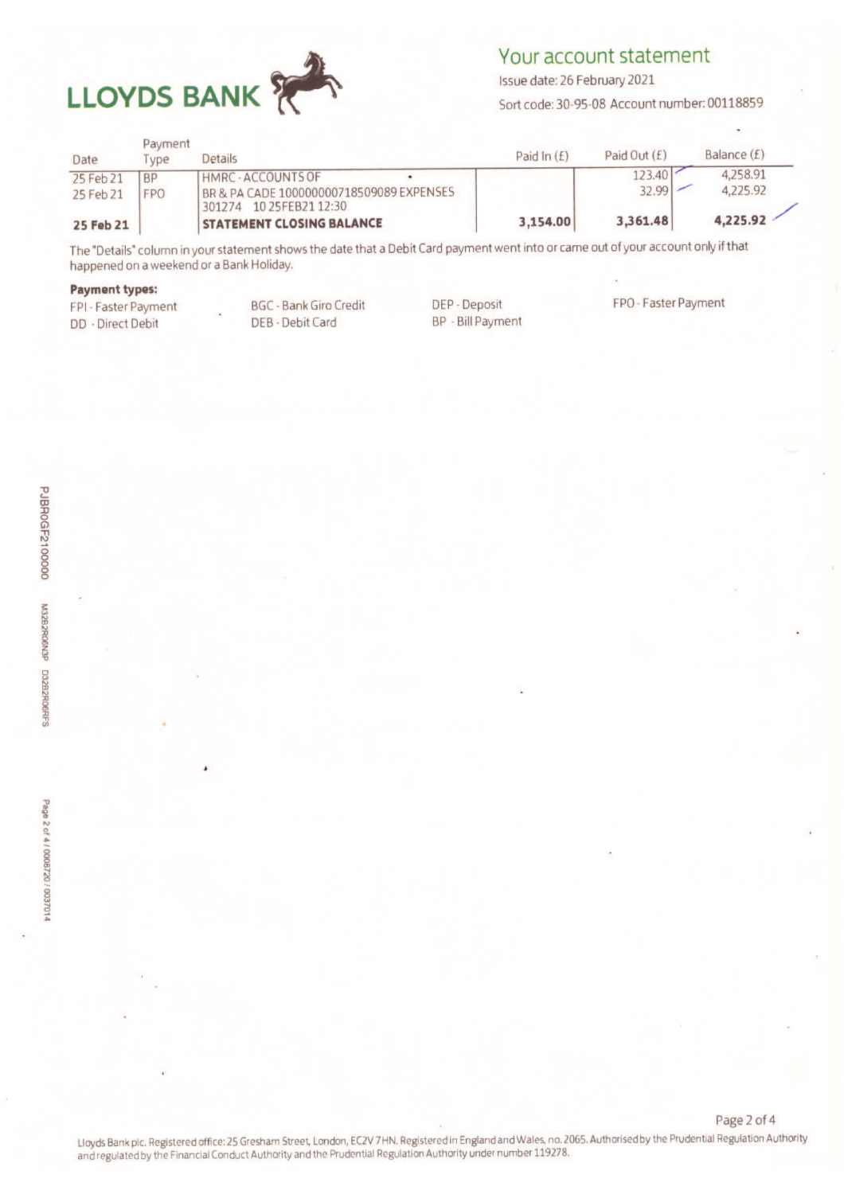# LLOYDS BANK

## Your account statement

Issue date: 26 February 2021

Sort code: 30-95-08 Account number: 00118859

| Date | Payment Type | Details | Paid In (£) | Paid Out (£) | Balance (£) |
|---|---|---|---|---|---|
| 25 Feb 21 | BP | HMRC - ACCOUNTS OF | | 123.40 | 4,258.91 |
| 25 Feb 21 | FPO | BR & PA CADE 100000000718509089 EXPENSES 301274 10 25FEB21 12:30 | | 32.99 | 4,225.92 |
| **25 Feb 21** | | **STATEMENT CLOSING BALANCE** | **3,154.00** | **3,361.48** | **4,225.92** |

The "Details" column in your statement shows the date that a Debit Card payment went into or came out of your account only if that happened on a weekend or a Bank Holiday.

**Payment types:**

- FPI - Faster Payment
- DD - Direct Debit
- BGC - Bank Giro Credit
- DEB - Debit Card
- DEP - Deposit
- BP - Bill Payment
- FPO - Faster Payment

Lloyds Bank plc. Registered office: 25 Gresham Street, London, EC2V 7HN. Registered in England and Wales, no. 2065. Authorised by the Prudential Regulation Authority and regulated by the Financial Conduct Authority and the Prudential Regulation Authority under number 119278.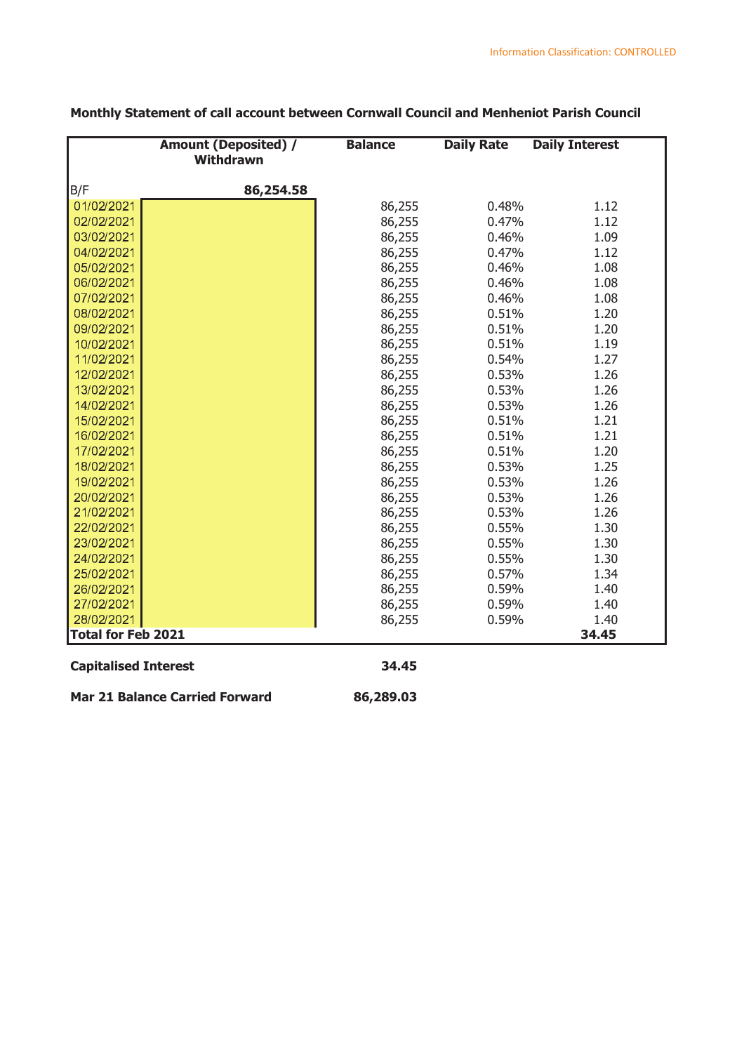Information Classification: CONTROLLED

**Monthly Statement of call account between Cornwall Council and Menheniot Parish Council**

| | Amount (Deposited) / Withdrawn | Balance | Daily Rate | Daily Interest |
|---|---|---|---|---|
| B/F | 86,254.58 | | | |
| 01/02/2021 | | 86,255 | 0.48% | 1.12 |
| 02/02/2021 | | 86,255 | 0.47% | 1.12 |
| 03/02/2021 | | 86,255 | 0.46% | 1.09 |
| 04/02/2021 | | 86,255 | 0.47% | 1.12 |
| 05/02/2021 | | 86,255 | 0.46% | 1.08 |
| 06/02/2021 | | 86,255 | 0.46% | 1.08 |
| 07/02/2021 | | 86,255 | 0.46% | 1.08 |
| 08/02/2021 | | 86,255 | 0.51% | 1.20 |
| 09/02/2021 | | 86,255 | 0.51% | 1.20 |
| 10/02/2021 | | 86,255 | 0.51% | 1.19 |
| 11/02/2021 | | 86,255 | 0.54% | 1.27 |
| 12/02/2021 | | 86,255 | 0.53% | 1.26 |
| 13/02/2021 | | 86,255 | 0.53% | 1.26 |
| 14/02/2021 | | 86,255 | 0.53% | 1.26 |
| 15/02/2021 | | 86,255 | 0.51% | 1.21 |
| 16/02/2021 | | 86,255 | 0.51% | 1.21 |
| 17/02/2021 | | 86,255 | 0.51% | 1.20 |
| 18/02/2021 | | 86,255 | 0.53% | 1.25 |
| 19/02/2021 | | 86,255 | 0.53% | 1.26 |
| 20/02/2021 | | 86,255 | 0.53% | 1.26 |
| 21/02/2021 | | 86,255 | 0.53% | 1.26 |
| 22/02/2021 | | 86,255 | 0.55% | 1.30 |
| 23/02/2021 | | 86,255 | 0.55% | 1.30 |
| 24/02/2021 | | 86,255 | 0.55% | 1.30 |
| 25/02/2021 | | 86,255 | 0.57% | 1.34 |
| 26/02/2021 | | 86,255 | 0.59% | 1.40 |
| 27/02/2021 | | 86,255 | 0.59% | 1.40 |
| 28/02/2021 | | 86,255 | 0.59% | 1.40 |
| **Total for Feb 2021** | | | | **34.45** |

**Capitalised Interest** **34.45**

**Mar 21 Balance Carried Forward** **86,289.03**